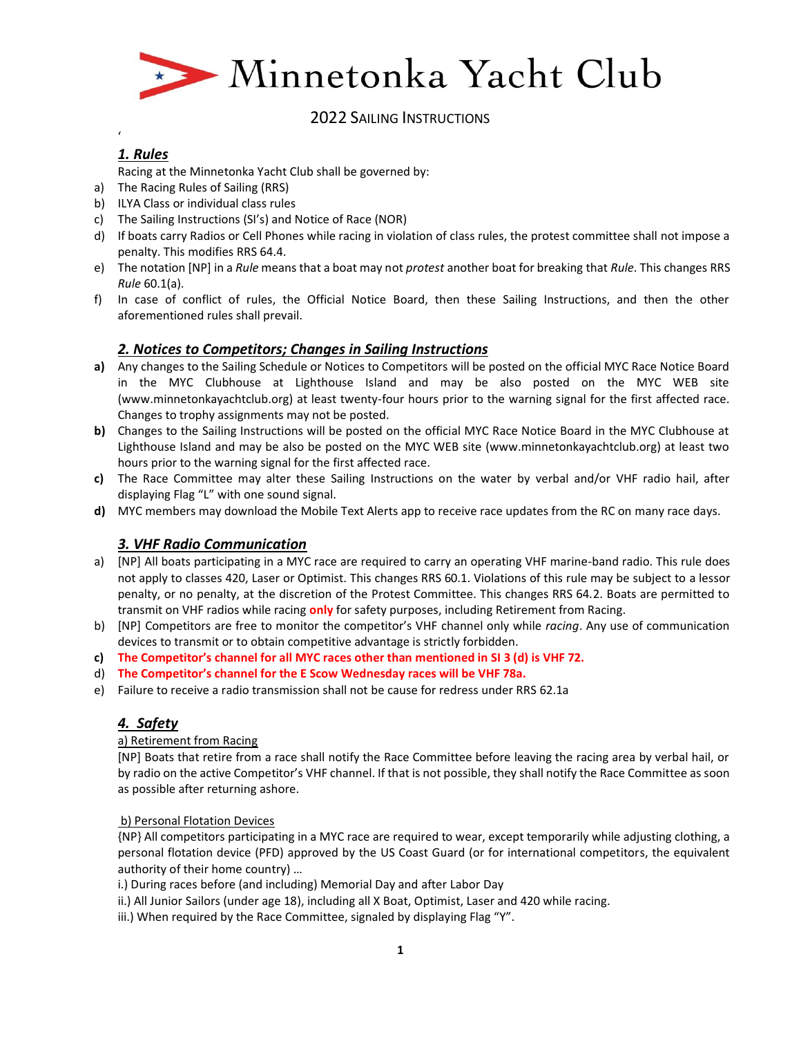# Minnetonka Yacht Club

## 2022 Sailing Instructions

### *1. Rules*

Racing at the Minnetonka Yacht Club shall be governed by:

a) The Racing Rules of Sailing (RRS)
b) ILYA Class or individual class rules
c) The Sailing Instructions (SI's) and Notice of Race (NOR)
d) If boats carry Radios or Cell Phones while racing in violation of class rules, the protest committee shall not impose a penalty. This modifies RRS 64.4.
e) The notation [NP] in a *Rule* means that a boat may not *protest* another boat for breaking that *Rule*. This changes RRS *Rule* 60.1(a).
f) In case of conflict of rules, the Official Notice Board, then these Sailing Instructions, and then the other aforementioned rules shall prevail.

### *2. Notices to Competitors; Changes in Sailing Instructions*

**a)** Any changes to the Sailing Schedule or Notices to Competitors will be posted on the official MYC Race Notice Board in the MYC Clubhouse at Lighthouse Island and may be also posted on the MYC WEB site (www.minnetonkayachtclub.org) at least twenty-four hours prior to the warning signal for the first affected race. Changes to trophy assignments may not be posted.
**b)** Changes to the Sailing Instructions will be posted on the official MYC Race Notice Board in the MYC Clubhouse at Lighthouse Island and may be also be posted on the MYC WEB site (www.minnetonkayachtclub.org) at least two hours prior to the warning signal for the first affected race.
**c)** The Race Committee may alter these Sailing Instructions on the water by verbal and/or VHF radio hail, after displaying Flag "L" with one sound signal.
**d)** MYC members may download the Mobile Text Alerts app to receive race updates from the RC on many race days.

### *3. VHF Radio Communication*

a) [NP] All boats participating in a MYC race are required to carry an operating VHF marine-band radio. This rule does not apply to classes 420, Laser or Optimist. This changes RRS 60.1. Violations of this rule may be subject to a lessor penalty, or no penalty, at the discretion of the Protest Committee. This changes RRS 64.2. Boats are permitted to transmit on VHF radios while racing **only** for safety purposes, including Retirement from Racing.
b) [NP] Competitors are free to monitor the competitor's VHF channel only while *racing*. Any use of communication devices to transmit or to obtain competitive advantage is strictly forbidden.
**c) The Competitor's channel for all MYC races other than mentioned in SI 3 (d) is VHF 72.**
d) **The Competitor's channel for the E Scow Wednesday races will be VHF 78a.**
e) Failure to receive a radio transmission shall not be cause for redress under RRS 62.1a

### *4. Safety*

a) Retirement from Racing

[NP] Boats that retire from a race shall notify the Race Committee before leaving the racing area by verbal hail, or by radio on the active Competitor's VHF channel. If that is not possible, they shall notify the Race Committee as soon as possible after returning ashore.

b) Personal Flotation Devices

{NP} All competitors participating in a MYC race are required to wear, except temporarily while adjusting clothing, a personal flotation device (PFD) approved by the US Coast Guard (or for international competitors, the equivalent authority of their home country) …

i.) During races before (and including) Memorial Day and after Labor Day
ii.) All Junior Sailors (under age 18), including all X Boat, Optimist, Laser and 420 while racing.
iii.) When required by the Race Committee, signaled by displaying Flag "Y".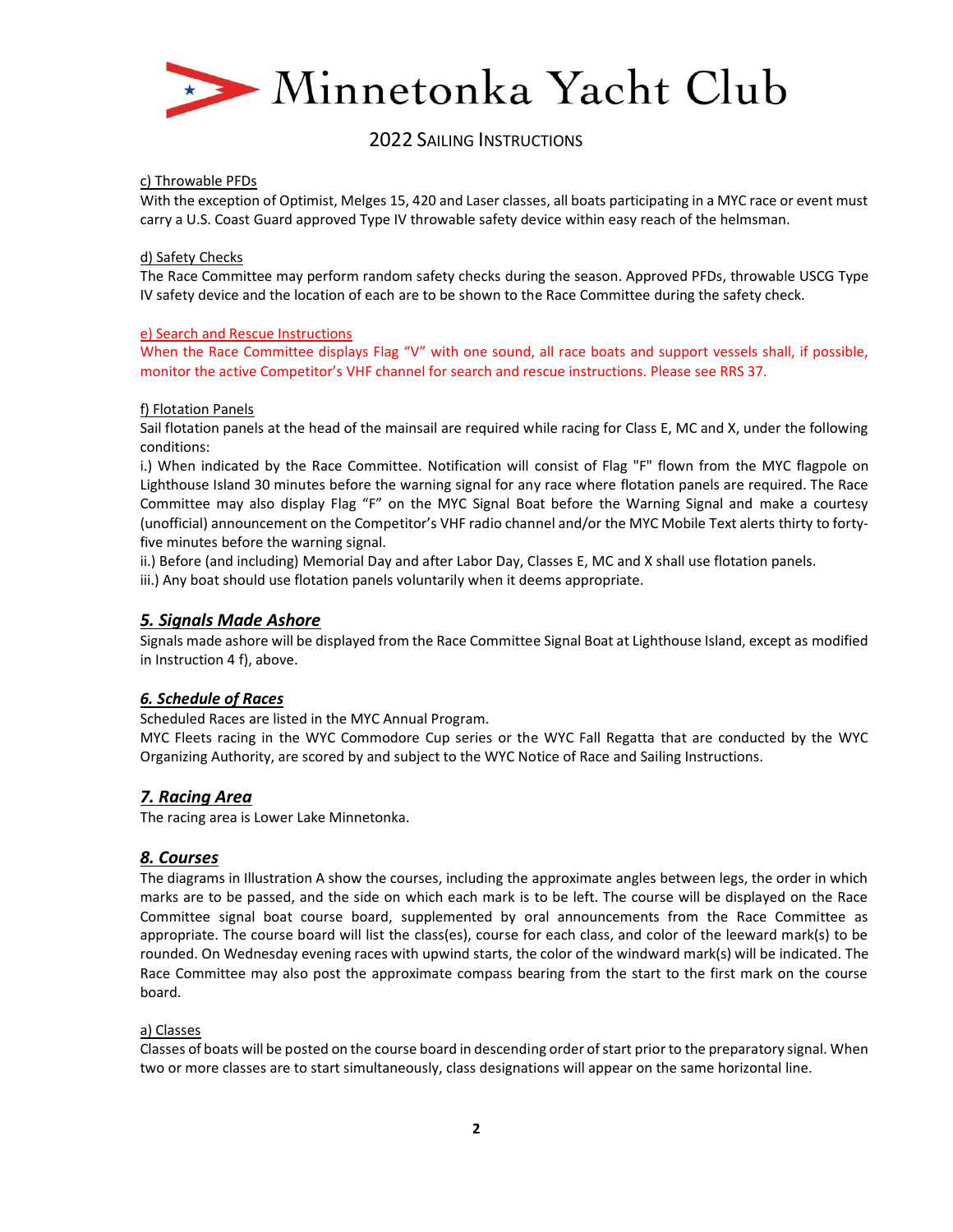c) Throwable PFDs

With the exception of Optimist, Melges 15, 420 and Laser classes, all boats participating in a MYC race or event must carry a U.S. Coast Guard approved Type IV throwable safety device within easy reach of the helmsman.

d) Safety Checks

The Race Committee may perform random safety checks during the season. Approved PFDs, throwable USCG Type IV safety device and the location of each are to be shown to the Race Committee during the safety check.

e) Search and Rescue Instructions

When the Race Committee displays Flag “V” with one sound, all race boats and support vessels shall, if possible, monitor the active Competitor’s VHF channel for search and rescue instructions. Please see RRS 37.

f) Flotation Panels

Sail flotation panels at the head of the mainsail are required while racing for Class E, MC and X, under the following conditions:

i.) When indicated by the Race Committee. Notification will consist of Flag "F" flown from the MYC flagpole on Lighthouse Island 30 minutes before the warning signal for any race where flotation panels are required. The Race Committee may also display Flag “F” on the MYC Signal Boat before the Warning Signal and make a courtesy (unofficial) announcement on the Competitor’s VHF radio channel and/or the MYC Mobile Text alerts thirty to forty-five minutes before the warning signal.

ii.) Before (and including) Memorial Day and after Labor Day, Classes E, MC and X shall use flotation panels.

iii.) Any boat should use flotation panels voluntarily when it deems appropriate.

## 5. Signals Made Ashore

Signals made ashore will be displayed from the Race Committee Signal Boat at Lighthouse Island, except as modified in Instruction 4 f), above.

## 6. Schedule of Races

Scheduled Races are listed in the MYC Annual Program.

MYC Fleets racing in the WYC Commodore Cup series or the WYC Fall Regatta that are conducted by the WYC Organizing Authority, are scored by and subject to the WYC Notice of Race and Sailing Instructions.

## 7. Racing Area

The racing area is Lower Lake Minnetonka.

## 8. Courses

The diagrams in Illustration A show the courses, including the approximate angles between legs, the order in which marks are to be passed, and the side on which each mark is to be left. The course will be displayed on the Race Committee signal boat course board, supplemented by oral announcements from the Race Committee as appropriate. The course board will list the class(es), course for each class, and color of the leeward mark(s) to be rounded. On Wednesday evening races with upwind starts, the color of the windward mark(s) will be indicated. The Race Committee may also post the approximate compass bearing from the start to the first mark on the course board.

a) Classes

Classes of boats will be posted on the course board in descending order of start prior to the preparatory signal. When two or more classes are to start simultaneously, class designations will appear on the same horizontal line.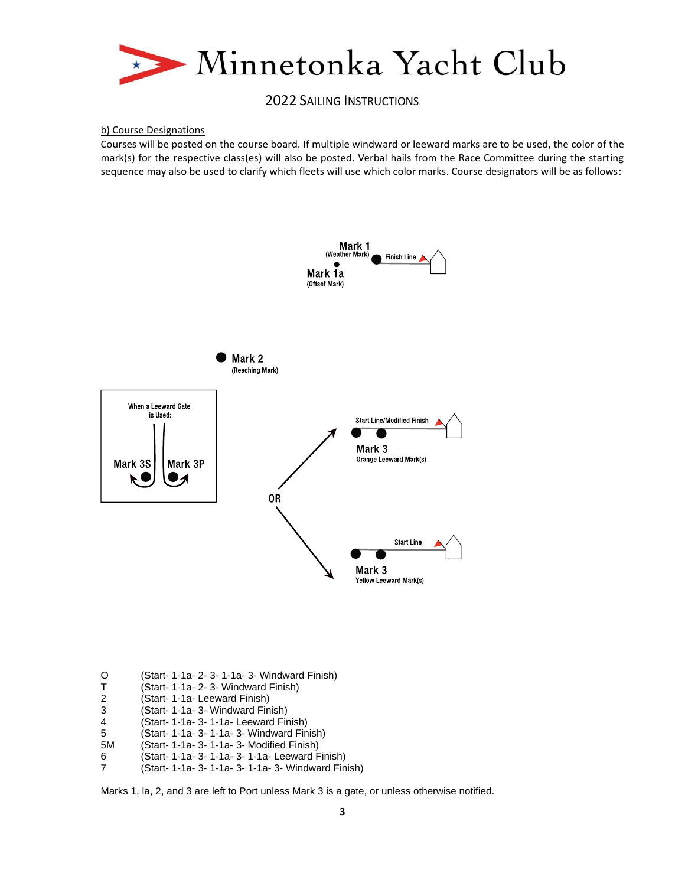b) Course Designations

Courses will be posted on the course board. If multiple windward or leeward marks are to be used, the color of the mark(s) for the respective class(es) will also be posted. Verbal hails from the Race Committee during the starting sequence may also be used to clarify which fleets will use which color marks. Course designators will be as follows:

Mark 1
(Weather Mark)

Finish Line

Mark 1a
(Offset Mark)

Mark 2
(Reaching Mark)

When a Leeward Gate is Used:

Mark 3S

Mark 3P

Start Line/Modified Finish

Mark 3
Orange Leeward Mark(s)

OR

Start Line

Mark 3
Yellow Leeward Mark(s)

| | |
|---|---|
| O | (Start- 1-1a- 2- 3- 1-1a- 3- Windward Finish) |
| T | (Start- 1-1a- 2- 3- Windward Finish) |
| 2 | (Start- 1-1a- Leeward Finish) |
| 3 | (Start- 1-1a- 3- Windward Finish) |
| 4 | (Start- 1-1a- 3- 1-1a- Leeward Finish) |
| 5 | (Start- 1-1a- 3- 1-1a- 3- Windward Finish) |
| 5M | (Start- 1-1a- 3- 1-1a- 3- Modified Finish) |
| 6 | (Start- 1-1a- 3- 1-1a- 3- 1-1a- Leeward Finish) |
| 7 | (Start- 1-1a- 3- 1-1a- 3- 1-1a- 3- Windward Finish) |

Marks 1, la, 2, and 3 are left to Port unless Mark 3 is a gate, or unless otherwise notified.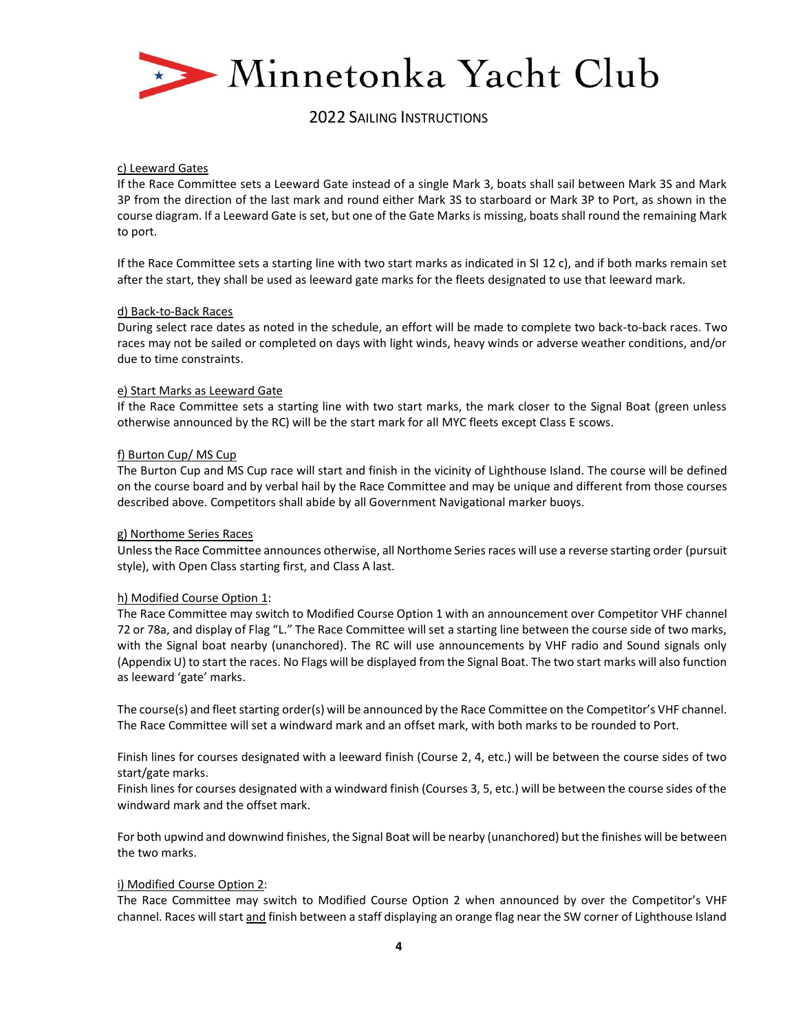c) Leeward Gates

If the Race Committee sets a Leeward Gate instead of a single Mark 3, boats shall sail between Mark 3S and Mark 3P from the direction of the last mark and round either Mark 3S to starboard or Mark 3P to Port, as shown in the course diagram. If a Leeward Gate is set, but one of the Gate Marks is missing, boats shall round the remaining Mark to port.

If the Race Committee sets a starting line with two start marks as indicated in SI 12 c), and if both marks remain set after the start, they shall be used as leeward gate marks for the fleets designated to use that leeward mark.

d) Back-to-Back Races

During select race dates as noted in the schedule, an effort will be made to complete two back-to-back races. Two races may not be sailed or completed on days with light winds, heavy winds or adverse weather conditions, and/or due to time constraints.

e) Start Marks as Leeward Gate

If the Race Committee sets a starting line with two start marks, the mark closer to the Signal Boat (green unless otherwise announced by the RC) will be the start mark for all MYC fleets except Class E scows.

f) Burton Cup/ MS Cup

The Burton Cup and MS Cup race will start and finish in the vicinity of Lighthouse Island. The course will be defined on the course board and by verbal hail by the Race Committee and may be unique and different from those courses described above. Competitors shall abide by all Government Navigational marker buoys.

g) Northome Series Races

Unless the Race Committee announces otherwise, all Northome Series races will use a reverse starting order (pursuit style), with Open Class starting first, and Class A last.

h) Modified Course Option 1:

The Race Committee may switch to Modified Course Option 1 with an announcement over Competitor VHF channel 72 or 78a, and display of Flag "L." The Race Committee will set a starting line between the course side of two marks, with the Signal boat nearby (unanchored). The RC will use announcements by VHF radio and Sound signals only (Appendix U) to start the races. No Flags will be displayed from the Signal Boat. The two start marks will also function as leeward 'gate' marks.

The course(s) and fleet starting order(s) will be announced by the Race Committee on the Competitor's VHF channel. The Race Committee will set a windward mark and an offset mark, with both marks to be rounded to Port.

Finish lines for courses designated with a leeward finish (Course 2, 4, etc.) will be between the course sides of two start/gate marks.
Finish lines for courses designated with a windward finish (Courses 3, 5, etc.) will be between the course sides of the windward mark and the offset mark.

For both upwind and downwind finishes, the Signal Boat will be nearby (unanchored) but the finishes will be between the two marks.

i) Modified Course Option 2:

The Race Committee may switch to Modified Course Option 2 when announced by over the Competitor's VHF channel. Races will start and finish between a staff displaying an orange flag near the SW corner of Lighthouse Island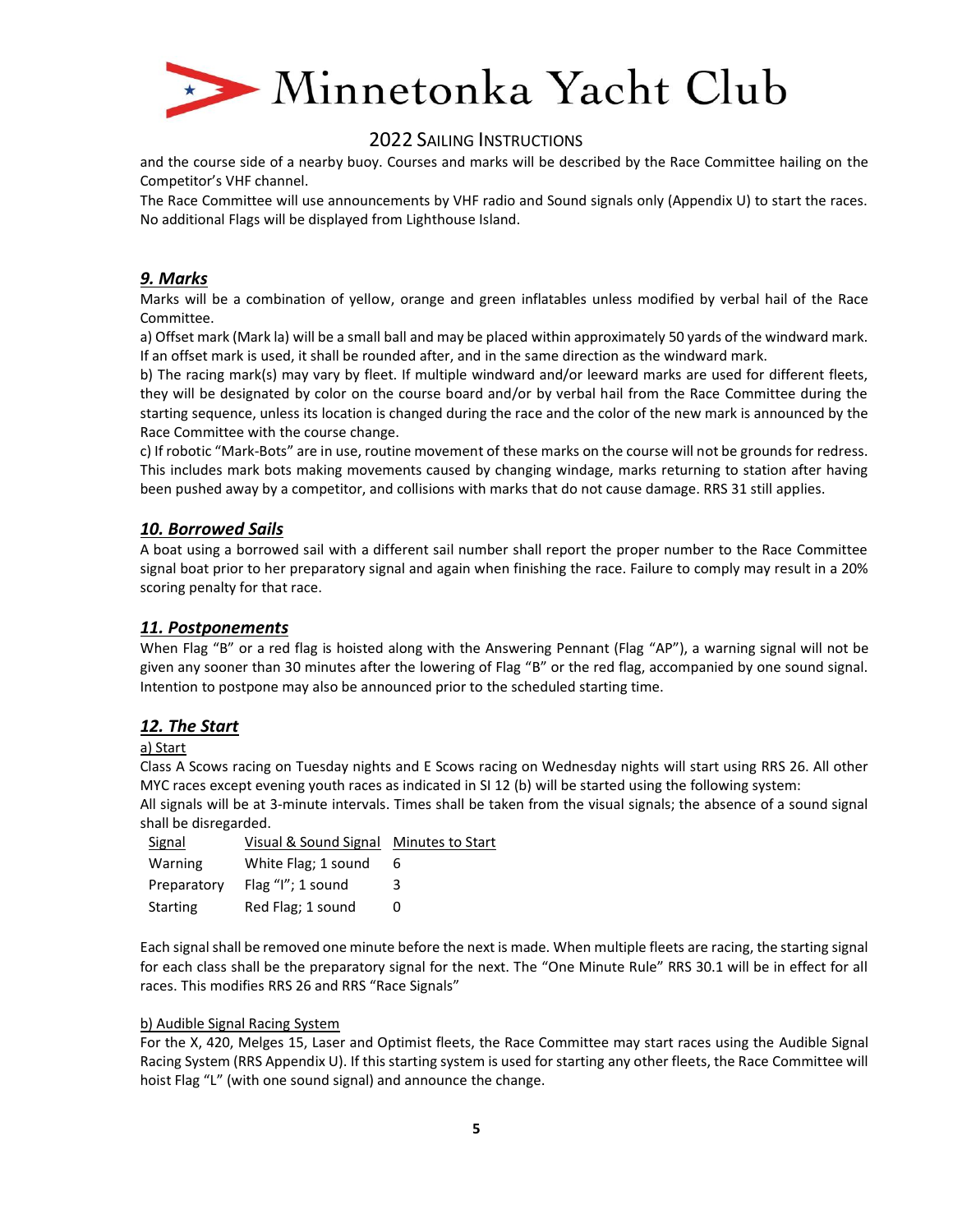and the course side of a nearby buoy. Courses and marks will be described by the Race Committee hailing on the Competitor's VHF channel.
The Race Committee will use announcements by VHF radio and Sound signals only (Appendix U) to start the races. No additional Flags will be displayed from Lighthouse Island.

## *9. Marks*

Marks will be a combination of yellow, orange and green inflatables unless modified by verbal hail of the Race Committee.

a) Offset mark (Mark la) will be a small ball and may be placed within approximately 50 yards of the windward mark. If an offset mark is used, it shall be rounded after, and in the same direction as the windward mark.

b) The racing mark(s) may vary by fleet. If multiple windward and/or leeward marks are used for different fleets, they will be designated by color on the course board and/or by verbal hail from the Race Committee during the starting sequence, unless its location is changed during the race and the color of the new mark is announced by the Race Committee with the course change.

c) If robotic "Mark-Bots" are in use, routine movement of these marks on the course will not be grounds for redress. This includes mark bots making movements caused by changing windage, marks returning to station after having been pushed away by a competitor, and collisions with marks that do not cause damage. RRS 31 still applies.

## *10. Borrowed Sails*

A boat using a borrowed sail with a different sail number shall report the proper number to the Race Committee signal boat prior to her preparatory signal and again when finishing the race. Failure to comply may result in a 20% scoring penalty for that race.

## *11. Postponements*

When Flag "B" or a red flag is hoisted along with the Answering Pennant (Flag "AP"), a warning signal will not be given any sooner than 30 minutes after the lowering of Flag "B" or the red flag, accompanied by one sound signal. Intention to postpone may also be announced prior to the scheduled starting time.

## *12. The Start*

a) Start

Class A Scows racing on Tuesday nights and E Scows racing on Wednesday nights will start using RRS 26. All other MYC races except evening youth races as indicated in SI 12 (b) will be started using the following system:
All signals will be at 3-minute intervals. Times shall be taken from the visual signals; the absence of a sound signal shall be disregarded.

| Signal | Visual & Sound Signal | Minutes to Start |
|---|---|---|
| Warning | White Flag; 1 sound | 6 |
| Preparatory | Flag "I"; 1 sound | 3 |
| Starting | Red Flag; 1 sound | 0 |

Each signal shall be removed one minute before the next is made. When multiple fleets are racing, the starting signal for each class shall be the preparatory signal for the next. The "One Minute Rule" RRS 30.1 will be in effect for all races. This modifies RRS 26 and RRS "Race Signals"

b) Audible Signal Racing System

For the X, 420, Melges 15, Laser and Optimist fleets, the Race Committee may start races using the Audible Signal Racing System (RRS Appendix U). If this starting system is used for starting any other fleets, the Race Committee will hoist Flag "L" (with one sound signal) and announce the change.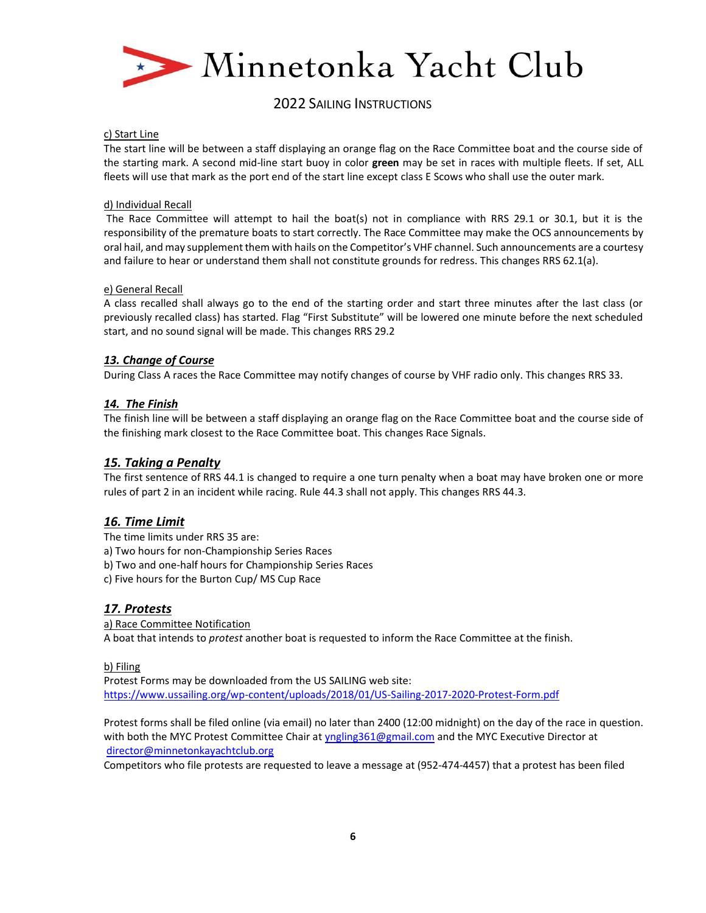c) Start Line

The start line will be between a staff displaying an orange flag on the Race Committee boat and the course side of the starting mark. A second mid-line start buoy in color **green** may be set in races with multiple fleets. If set, ALL fleets will use that mark as the port end of the start line except class E Scows who shall use the outer mark.

d) Individual Recall

The Race Committee will attempt to hail the boat(s) not in compliance with RRS 29.1 or 30.1, but it is the responsibility of the premature boats to start correctly. The Race Committee may make the OCS announcements by oral hail, and may supplement them with hails on the Competitor's VHF channel. Such announcements are a courtesy and failure to hear or understand them shall not constitute grounds for redress. This changes RRS 62.1(a).

e) General Recall

A class recalled shall always go to the end of the starting order and start three minutes after the last class (or previously recalled class) has started. Flag "First Substitute" will be lowered one minute before the next scheduled start, and no sound signal will be made. This changes RRS 29.2

## *13. Change of Course*

During Class A races the Race Committee may notify changes of course by VHF radio only. This changes RRS 33.

## *14. The Finish*

The finish line will be between a staff displaying an orange flag on the Race Committee boat and the course side of the finishing mark closest to the Race Committee boat. This changes Race Signals.

## *15. Taking a Penalty*

The first sentence of RRS 44.1 is changed to require a one turn penalty when a boat may have broken one or more rules of part 2 in an incident while racing. Rule 44.3 shall not apply. This changes RRS 44.3.

## *16. Time Limit*

The time limits under RRS 35 are:

a) Two hours for non-Championship Series Races
b) Two and one-half hours for Championship Series Races
c) Five hours for the Burton Cup/ MS Cup Race

## *17. Protests*

a) Race Committee Notification

A boat that intends to *protest* another boat is requested to inform the Race Committee at the finish.

b) Filing

Protest Forms may be downloaded from the US SAILING web site:
https://www.ussailing.org/wp-content/uploads/2018/01/US-Sailing-2017-2020-Protest-Form.pdf

Protest forms shall be filed online (via email) no later than 2400 (12:00 midnight) on the day of the race in question. with both the MYC Protest Committee Chair at yngling361@gmail.com and the MYC Executive Director at director@minnetonkayachtclub.org

Competitors who file protests are requested to leave a message at (952-474-4457) that a protest has been filed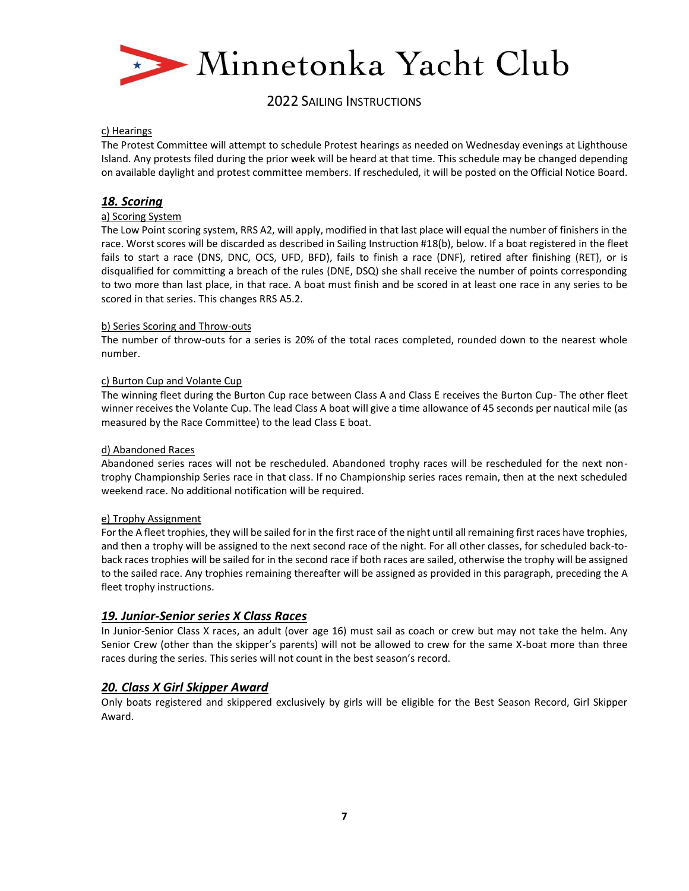c) Hearings

The Protest Committee will attempt to schedule Protest hearings as needed on Wednesday evenings at Lighthouse Island. Any protests filed during the prior week will be heard at that time. This schedule may be changed depending on available daylight and protest committee members. If rescheduled, it will be posted on the Official Notice Board.

## *18. Scoring*

a) Scoring System

The Low Point scoring system, RRS A2, will apply, modified in that last place will equal the number of finishers in the race. Worst scores will be discarded as described in Sailing Instruction #18(b), below. If a boat registered in the fleet fails to start a race (DNS, DNC, OCS, UFD, BFD), fails to finish a race (DNF), retired after finishing (RET), or is disqualified for committing a breach of the rules (DNE, DSQ) she shall receive the number of points corresponding to two more than last place, in that race. A boat must finish and be scored in at least one race in any series to be scored in that series. This changes RRS A5.2.

b) Series Scoring and Throw-outs

The number of throw-outs for a series is 20% of the total races completed, rounded down to the nearest whole number.

c) Burton Cup and Volante Cup

The winning fleet during the Burton Cup race between Class A and Class E receives the Burton Cup- The other fleet winner receives the Volante Cup. The lead Class A boat will give a time allowance of 45 seconds per nautical mile (as measured by the Race Committee) to the lead Class E boat.

d) Abandoned Races

Abandoned series races will not be rescheduled. Abandoned trophy races will be rescheduled for the next non-trophy Championship Series race in that class. If no Championship series races remain, then at the next scheduled weekend race. No additional notification will be required.

e) Trophy Assignment

For the A fleet trophies, they will be sailed for in the first race of the night until all remaining first races have trophies, and then a trophy will be assigned to the next second race of the night. For all other classes, for scheduled back-to-back races trophies will be sailed for in the second race if both races are sailed, otherwise the trophy will be assigned to the sailed race. Any trophies remaining thereafter will be assigned as provided in this paragraph, preceding the A fleet trophy instructions.

## *19. Junior-Senior series X Class Races*

In Junior-Senior Class X races, an adult (over age 16) must sail as coach or crew but may not take the helm. Any Senior Crew (other than the skipper's parents) will not be allowed to crew for the same X-boat more than three races during the series. This series will not count in the best season's record.

## *20. Class X Girl Skipper Award*

Only boats registered and skippered exclusively by girls will be eligible for the Best Season Record, Girl Skipper Award.